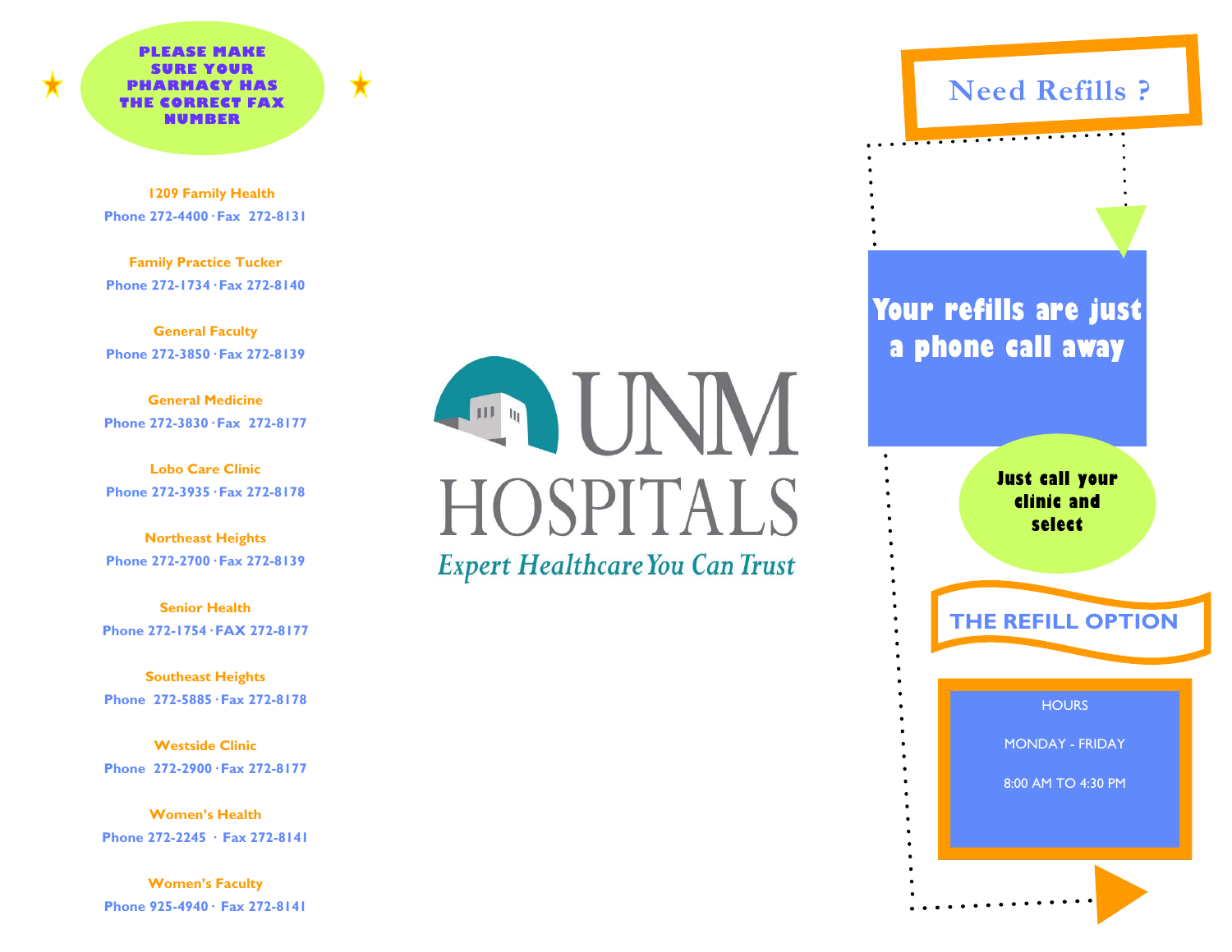**PLEASE MAKE SURE YOUR PHARMACY HAS THE CORRECT FAX NUMBER**

**1209 Family Health**
Phone 272-4400 · Fax 272-8131

**Family Practice Tucker**
Phone 272-1734 · Fax 272-8140

**General Faculty**
Phone 272-3850 · Fax 272-8139

**General Medicine**
Phone 272-3830 · Fax 272-8177

**Lobo Care Clinic**
Phone 272-3935 · Fax 272-8178

**Northeast Heights**
Phone 272-2700 · Fax 272-8139

**Senior Health**
Phone 272-1754 · FAX 272-8177

**Southeast Heights**
Phone 272-5885 · Fax 272-8178

**Westside Clinic**
Phone 272-2900 · Fax 272-8177

**Women's Health**
Phone 272-2245 · Fax 272-8141

**Women's Faculty**
Phone 925-4940 · Fax 272-8141

UNM HOSPITALS

*Expert Healthcare You Can Trust*

# Need Refills ?

## Your refills are just a phone call away

**Just call your clinic and select**

## THE REFILL OPTION

HOURS

MONDAY - FRIDAY

8:00 AM TO 4:30 PM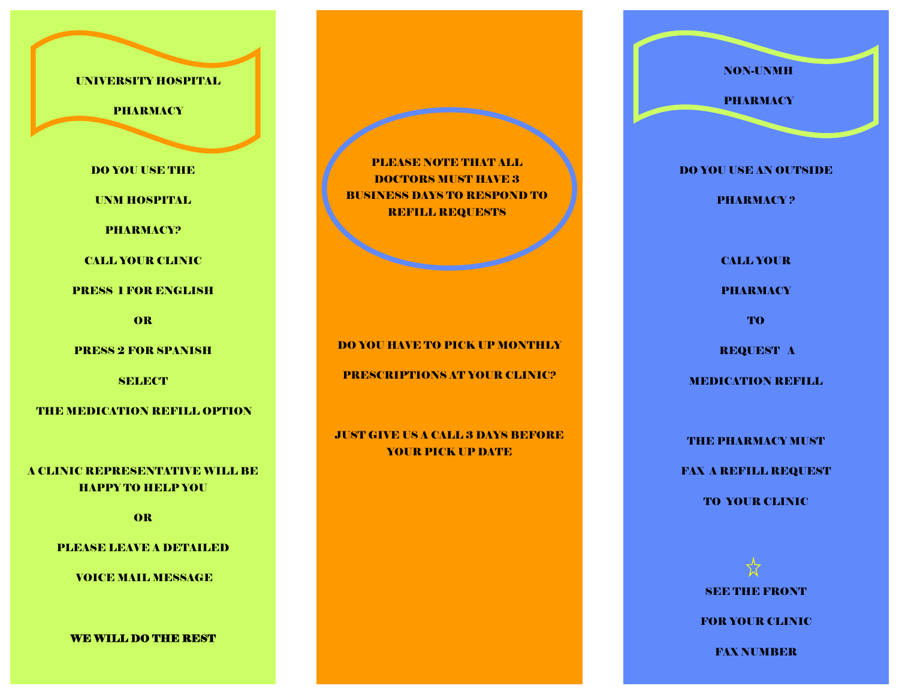## UNIVERSITY HOSPITAL PHARMACY

DO YOU USE THE

UNM HOSPITAL

PHARMACY?

CALL YOUR CLINIC

PRESS 1 FOR ENGLISH

OR

PRESS 2 FOR SPANISH

SELECT

THE MEDICATION REFILL OPTION

A CLINIC REPRESENTATIVE WILL BE HAPPY TO HELP YOU

OR

PLEASE LEAVE A DETAILED

VOICE MAIL MESSAGE

WE WILL DO THE REST

PLEASE NOTE THAT ALL DOCTORS MUST HAVE 3 BUSINESS DAYS TO RESPOND TO REFILL REQUESTS

DO YOU HAVE TO PICK UP MONTHLY

PRESCRIPTIONS AT YOUR CLINIC?

JUST GIVE US A CALL 3 DAYS BEFORE YOUR PICK UP DATE

## NON-UNMH PHARMACY

DO YOU USE AN OUTSIDE

PHARMACY ?

CALL YOUR

PHARMACY

TO

REQUEST A

MEDICATION REFILL

THE PHARMACY MUST

FAX A REFILL REQUEST

TO YOUR CLINIC

☆

SEE THE FRONT

FOR YOUR CLINIC

FAX NUMBER